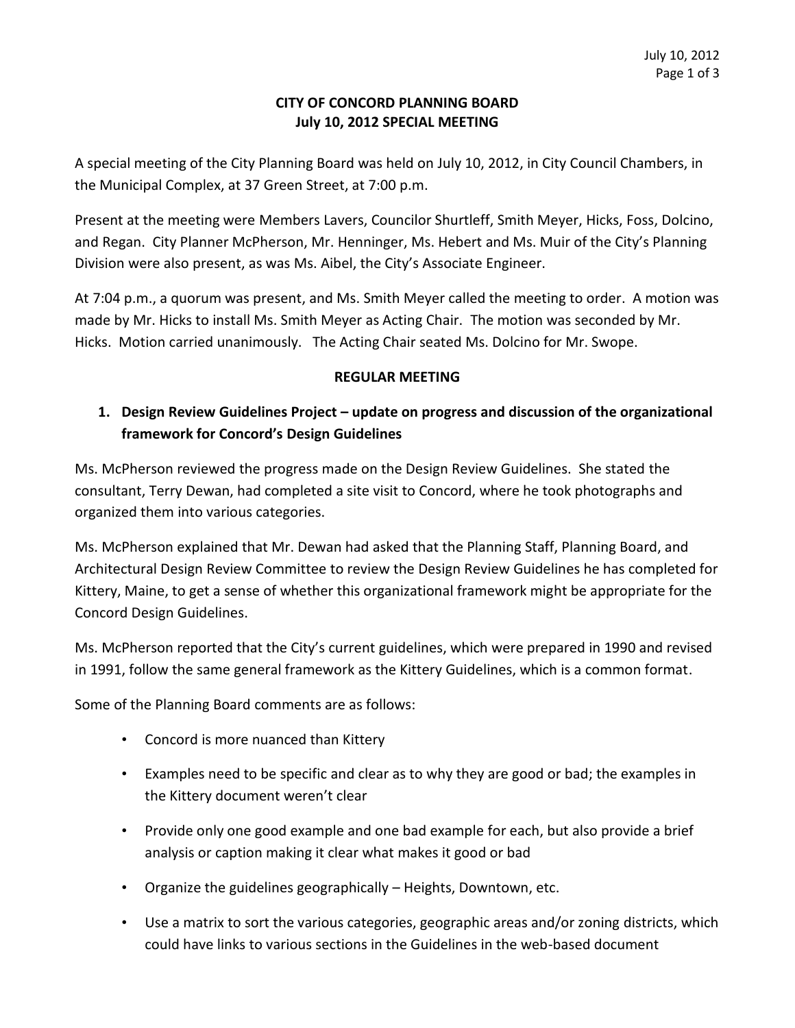**CITY OF CONCORD PLANNING BOARD**
**July 10, 2012 SPECIAL MEETING**

A special meeting of the City Planning Board was held on July 10, 2012, in City Council Chambers, in the Municipal Complex, at 37 Green Street, at 7:00 p.m.

Present at the meeting were Members Lavers, Councilor Shurtleff, Smith Meyer, Hicks, Foss, Dolcino, and Regan. City Planner McPherson, Mr. Henninger, Ms. Hebert and Ms. Muir of the City's Planning Division were also present, as was Ms. Aibel, the City's Associate Engineer.

At 7:04 p.m., a quorum was present, and Ms. Smith Meyer called the meeting to order. A motion was made by Mr. Hicks to install Ms. Smith Meyer as Acting Chair. The motion was seconded by Mr. Hicks. Motion carried unanimously. The Acting Chair seated Ms. Dolcino for Mr. Swope.

**REGULAR MEETING**

1. **Design Review Guidelines Project – update on progress and discussion of the organizational framework for Concord's Design Guidelines**

Ms. McPherson reviewed the progress made on the Design Review Guidelines. She stated the consultant, Terry Dewan, had completed a site visit to Concord, where he took photographs and organized them into various categories.

Ms. McPherson explained that Mr. Dewan had asked that the Planning Staff, Planning Board, and Architectural Design Review Committee to review the Design Review Guidelines he has completed for Kittery, Maine, to get a sense of whether this organizational framework might be appropriate for the Concord Design Guidelines.

Ms. McPherson reported that the City's current guidelines, which were prepared in 1990 and revised in 1991, follow the same general framework as the Kittery Guidelines, which is a common format.

Some of the Planning Board comments are as follows:

- Concord is more nuanced than Kittery
- Examples need to be specific and clear as to why they are good or bad; the examples in the Kittery document weren't clear
- Provide only one good example and one bad example for each, but also provide a brief analysis or caption making it clear what makes it good or bad
- Organize the guidelines geographically – Heights, Downtown, etc.
- Use a matrix to sort the various categories, geographic areas and/or zoning districts, which could have links to various sections in the Guidelines in the web-based document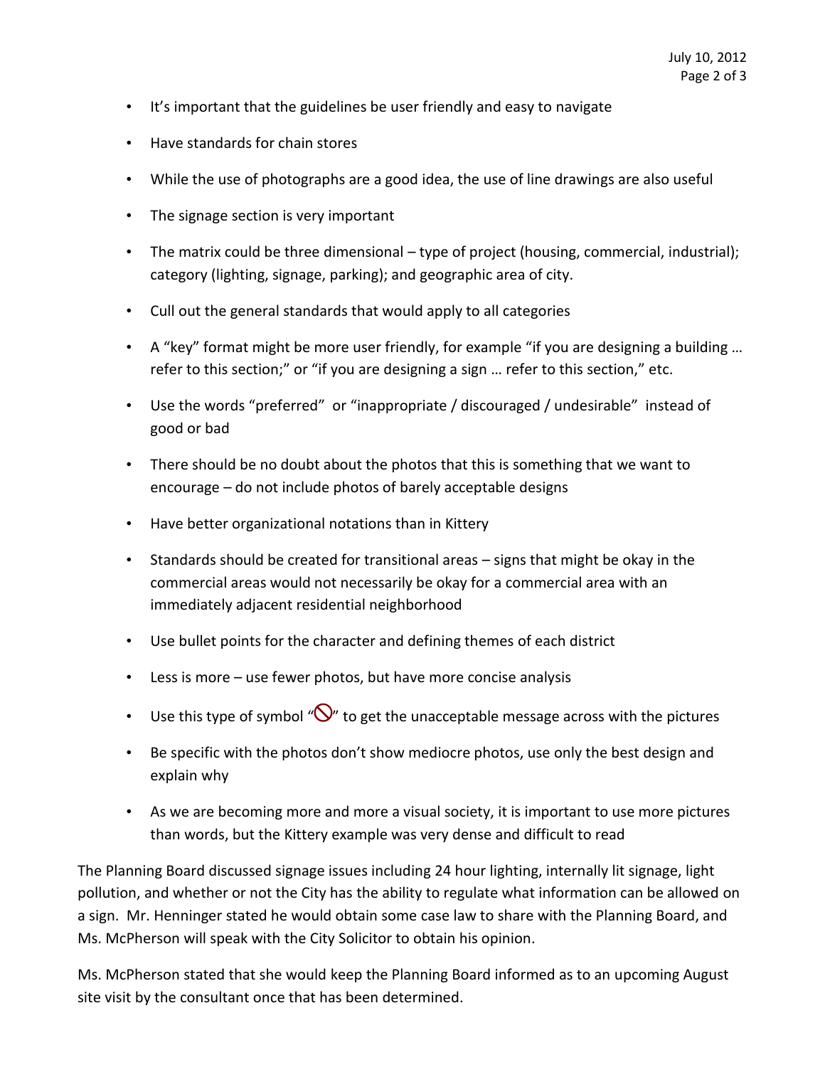- It's important that the guidelines be user friendly and easy to navigate
- Have standards for chain stores
- While the use of photographs are a good idea, the use of line drawings are also useful
- The signage section is very important
- The matrix could be three dimensional – type of project (housing, commercial, industrial); category (lighting, signage, parking); and geographic area of city.
- Cull out the general standards that would apply to all categories
- A "key" format might be more user friendly, for example "if you are designing a building … refer to this section;" or "if you are designing a sign … refer to this section," etc.
- Use the words "preferred" or "inappropriate / discouraged / undesirable" instead of good or bad
- There should be no doubt about the photos that this is something that we want to encourage – do not include photos of barely acceptable designs
- Have better organizational notations than in Kittery
- Standards should be created for transitional areas – signs that might be okay in the commercial areas would not necessarily be okay for a commercial area with an immediately adjacent residential neighborhood
- Use bullet points for the character and defining themes of each district
- Less is more – use fewer photos, but have more concise analysis
- Use this type of symbol "🚫" to get the unacceptable message across with the pictures
- Be specific with the photos don't show mediocre photos, use only the best design and explain why
- As we are becoming more and more a visual society, it is important to use more pictures than words, but the Kittery example was very dense and difficult to read

The Planning Board discussed signage issues including 24 hour lighting, internally lit signage, light pollution, and whether or not the City has the ability to regulate what information can be allowed on a sign. Mr. Henninger stated he would obtain some case law to share with the Planning Board, and Ms. McPherson will speak with the City Solicitor to obtain his opinion.

Ms. McPherson stated that she would keep the Planning Board informed as to an upcoming August site visit by the consultant once that has been determined.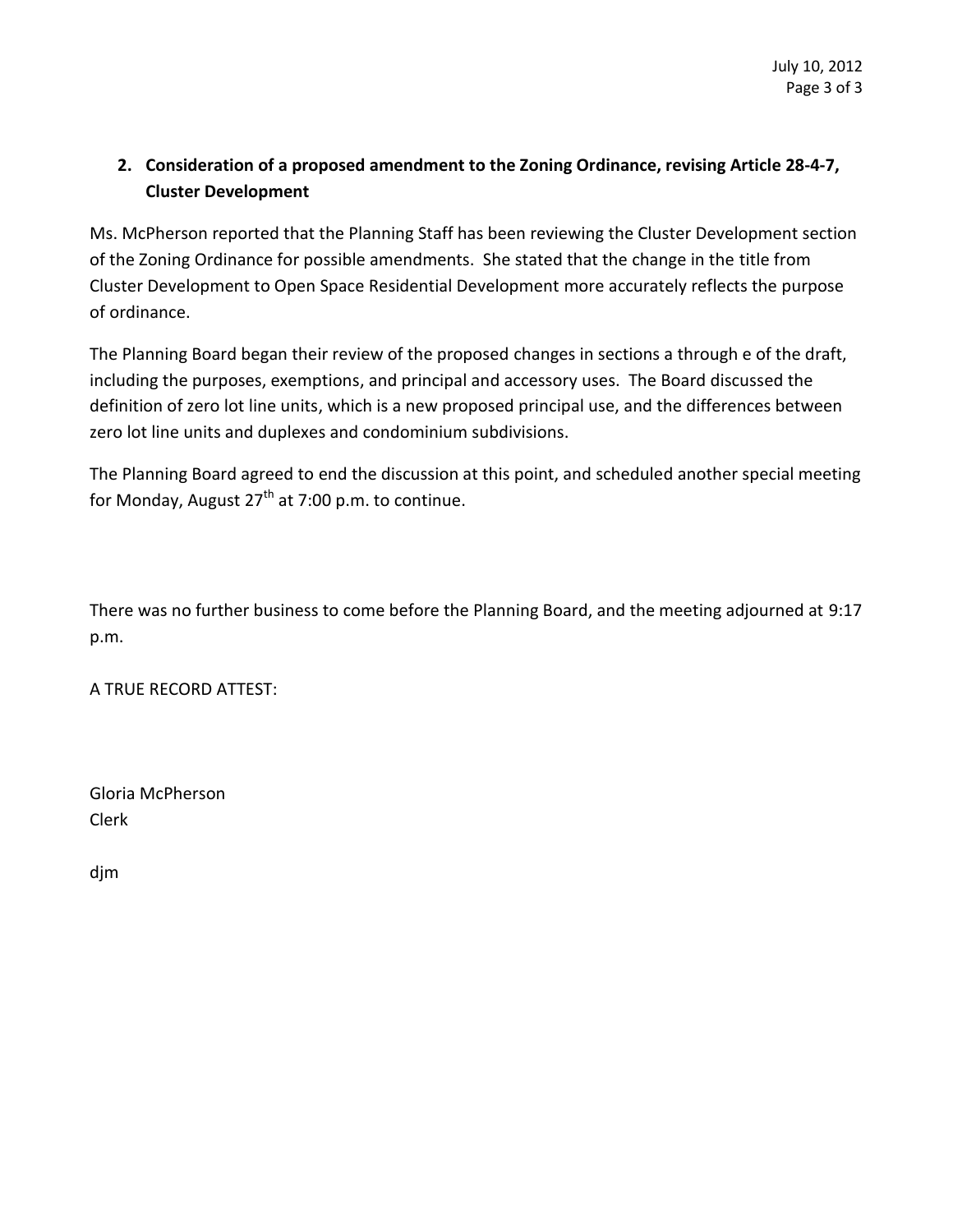**2. Consideration of a proposed amendment to the Zoning Ordinance, revising Article 28-4-7, Cluster Development**

Ms. McPherson reported that the Planning Staff has been reviewing the Cluster Development section of the Zoning Ordinance for possible amendments. She stated that the change in the title from Cluster Development to Open Space Residential Development more accurately reflects the purpose of ordinance.

The Planning Board began their review of the proposed changes in sections a through e of the draft, including the purposes, exemptions, and principal and accessory uses. The Board discussed the definition of zero lot line units, which is a new proposed principal use, and the differences between zero lot line units and duplexes and condominium subdivisions.

The Planning Board agreed to end the discussion at this point, and scheduled another special meeting for Monday, August 27th at 7:00 p.m. to continue.

There was no further business to come before the Planning Board, and the meeting adjourned at 9:17 p.m.

A TRUE RECORD ATTEST:

Gloria McPherson
Clerk

djm